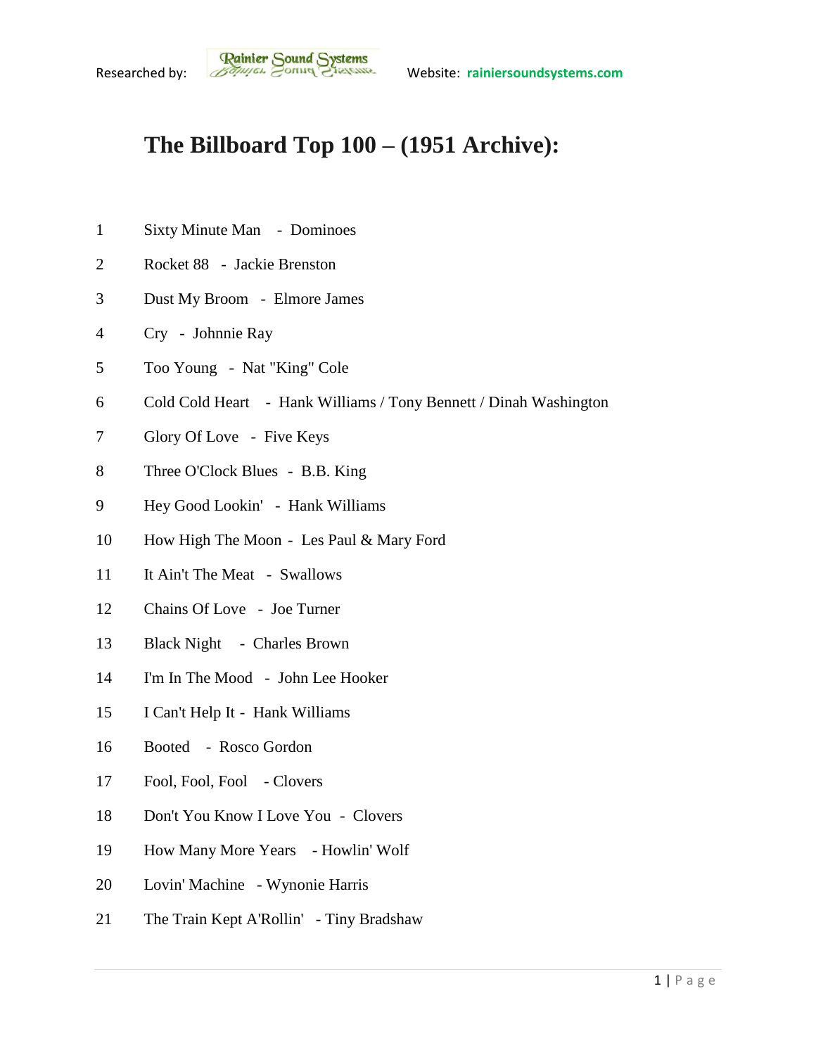Researched by: Rainier Sound Systems Website: rainiersoundsystems.com

# The Billboard Top 100 – (1951 Archive):

1 Sixty Minute Man - Dominoes

2 Rocket 88 - Jackie Brenston

3 Dust My Broom - Elmore James

4 Cry - Johnnie Ray

5 Too Young - Nat "King" Cole

6 Cold Cold Heart - Hank Williams / Tony Bennett / Dinah Washington

7 Glory Of Love - Five Keys

8 Three O'Clock Blues - B.B. King

9 Hey Good Lookin' - Hank Williams

10 How High The Moon - Les Paul & Mary Ford

11 It Ain't The Meat - Swallows

12 Chains Of Love - Joe Turner

13 Black Night - Charles Brown

14 I'm In The Mood - John Lee Hooker

15 I Can't Help It - Hank Williams

16 Booted - Rosco Gordon

17 Fool, Fool, Fool - Clovers

18 Don't You Know I Love You - Clovers

19 How Many More Years - Howlin' Wolf

20 Lovin' Machine - Wynonie Harris

21 The Train Kept A'Rollin' - Tiny Bradshaw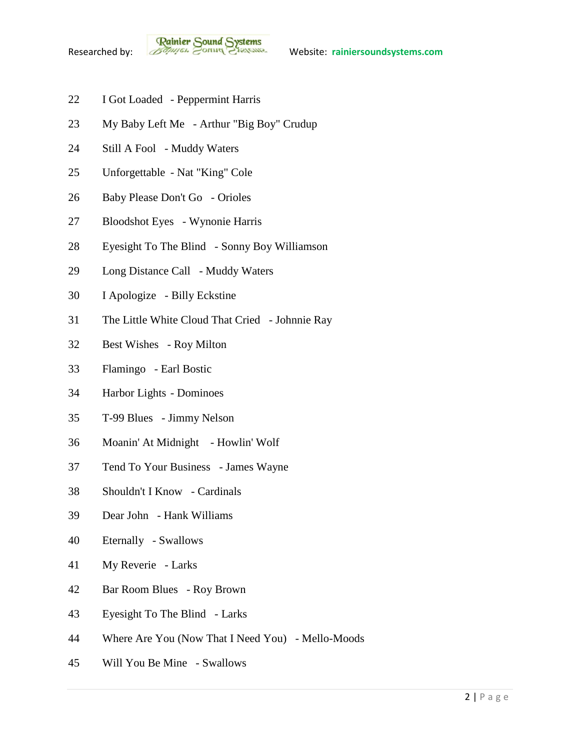22 I Got Loaded - Peppermint Harris

23 My Baby Left Me - Arthur "Big Boy" Crudup

24 Still A Fool - Muddy Waters

25 Unforgettable - Nat "King" Cole

26 Baby Please Don't Go - Orioles

27 Bloodshot Eyes - Wynonie Harris

28 Eyesight To The Blind - Sonny Boy Williamson

29 Long Distance Call - Muddy Waters

30 I Apologize - Billy Eckstine

31 The Little White Cloud That Cried - Johnnie Ray

32 Best Wishes - Roy Milton

33 Flamingo - Earl Bostic

34 Harbor Lights - Dominoes

35 T-99 Blues - Jimmy Nelson

36 Moanin' At Midnight - Howlin' Wolf

37 Tend To Your Business - James Wayne

38 Shouldn't I Know - Cardinals

39 Dear John - Hank Williams

40 Eternally - Swallows

41 My Reverie - Larks

42 Bar Room Blues - Roy Brown

43 Eyesight To The Blind - Larks

44 Where Are You (Now That I Need You) - Mello-Moods

45 Will You Be Mine - Swallows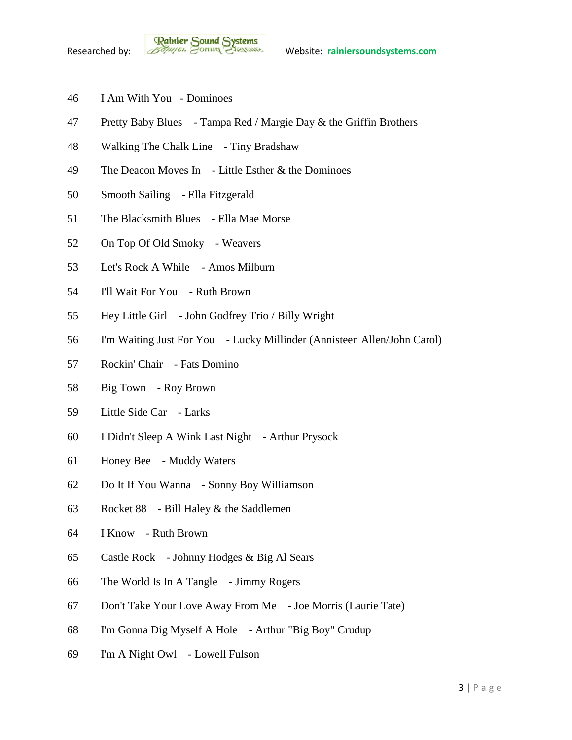46 I Am With You - Dominoes

47 Pretty Baby Blues - Tampa Red / Margie Day & the Griffin Brothers

48 Walking The Chalk Line - Tiny Bradshaw

49 The Deacon Moves In - Little Esther & the Dominoes

50 Smooth Sailing - Ella Fitzgerald

51 The Blacksmith Blues - Ella Mae Morse

52 On Top Of Old Smoky - Weavers

53 Let's Rock A While - Amos Milburn

54 I'll Wait For You - Ruth Brown

55 Hey Little Girl - John Godfrey Trio / Billy Wright

56 I'm Waiting Just For You - Lucky Millinder (Annisteen Allen/John Carol)

57 Rockin' Chair - Fats Domino

58 Big Town - Roy Brown

59 Little Side Car - Larks

60 I Didn't Sleep A Wink Last Night - Arthur Prysock

61 Honey Bee - Muddy Waters

62 Do It If You Wanna - Sonny Boy Williamson

63 Rocket 88 - Bill Haley & the Saddlemen

64 I Know - Ruth Brown

65 Castle Rock - Johnny Hodges & Big Al Sears

66 The World Is In A Tangle - Jimmy Rogers

67 Don't Take Your Love Away From Me - Joe Morris (Laurie Tate)

68 I'm Gonna Dig Myself A Hole - Arthur "Big Boy" Crudup

69 I'm A Night Owl - Lowell Fulson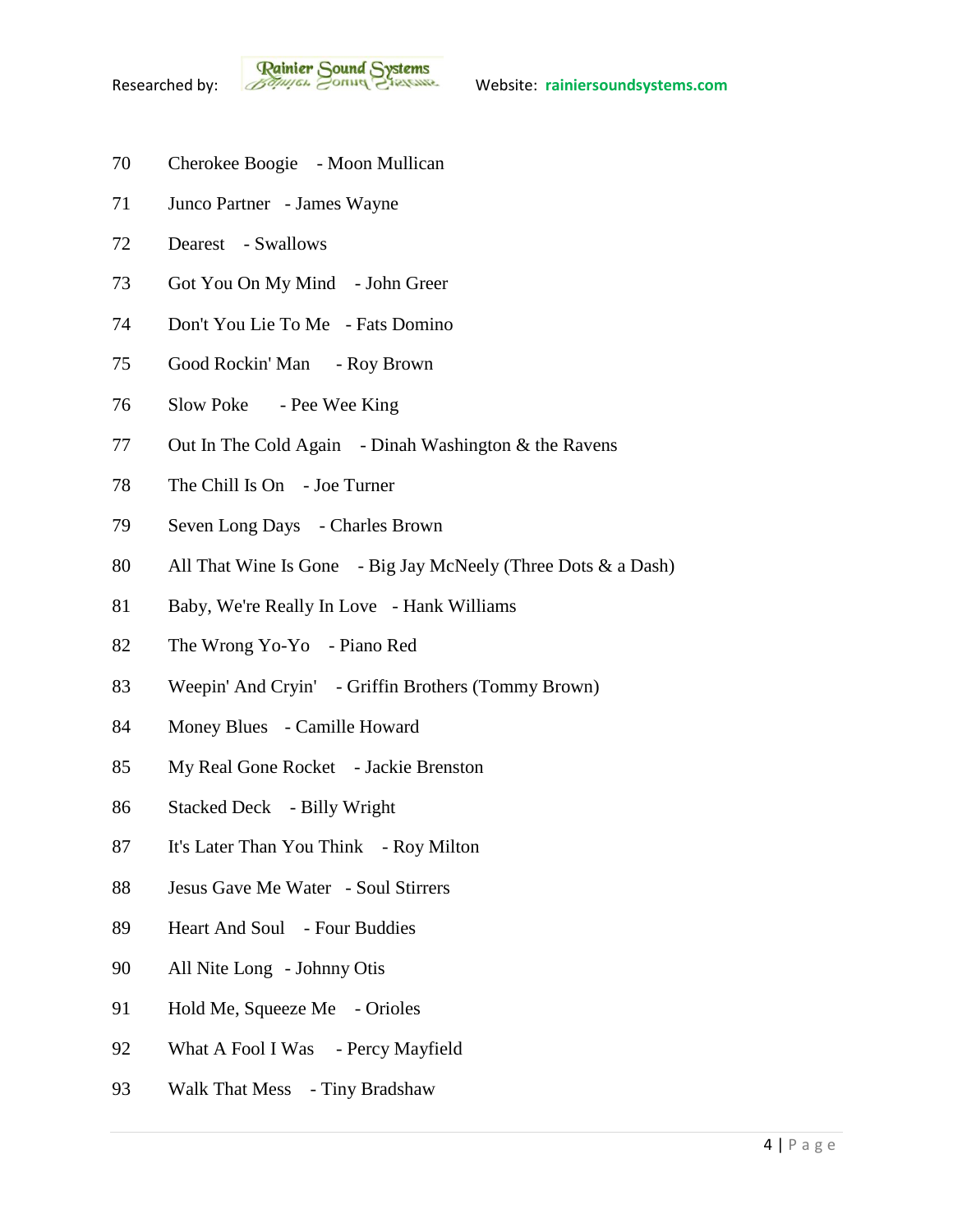70 Cherokee Boogie - Moon Mullican

71 Junco Partner - James Wayne

72 Dearest - Swallows

73 Got You On My Mind - John Greer

74 Don't You Lie To Me - Fats Domino

75 Good Rockin' Man - Roy Brown

76 Slow Poke - Pee Wee King

77 Out In The Cold Again - Dinah Washington & the Ravens

78 The Chill Is On - Joe Turner

79 Seven Long Days - Charles Brown

80 All That Wine Is Gone - Big Jay McNeely (Three Dots & a Dash)

81 Baby, We're Really In Love - Hank Williams

82 The Wrong Yo-Yo - Piano Red

83 Weepin' And Cryin' - Griffin Brothers (Tommy Brown)

84 Money Blues - Camille Howard

85 My Real Gone Rocket - Jackie Brenston

86 Stacked Deck - Billy Wright

87 It's Later Than You Think - Roy Milton

88 Jesus Gave Me Water - Soul Stirrers

89 Heart And Soul - Four Buddies

90 All Nite Long - Johnny Otis

91 Hold Me, Squeeze Me - Orioles

92 What A Fool I Was - Percy Mayfield

93 Walk That Mess - Tiny Bradshaw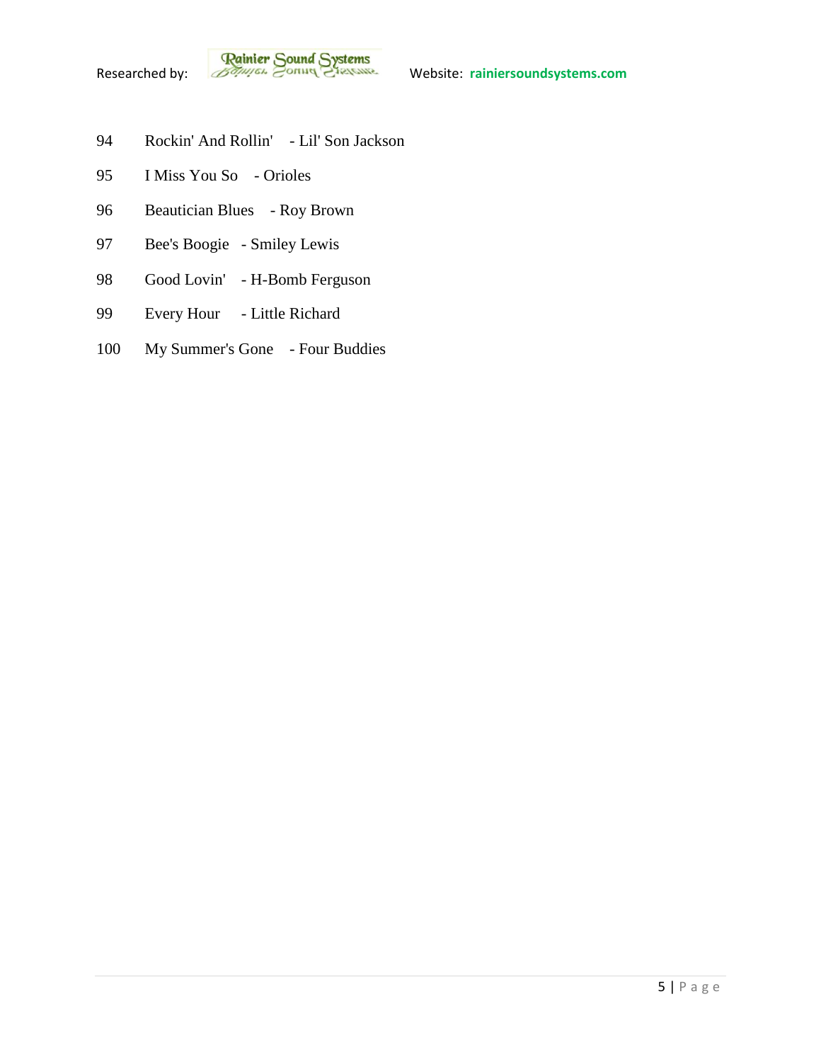94 Rockin' And Rollin' - Lil' Son Jackson

95 I Miss You So - Orioles

96 Beautician Blues - Roy Brown

97 Bee's Boogie - Smiley Lewis

98 Good Lovin' - H-Bomb Ferguson

99 Every Hour - Little Richard

100 My Summer's Gone - Four Buddies